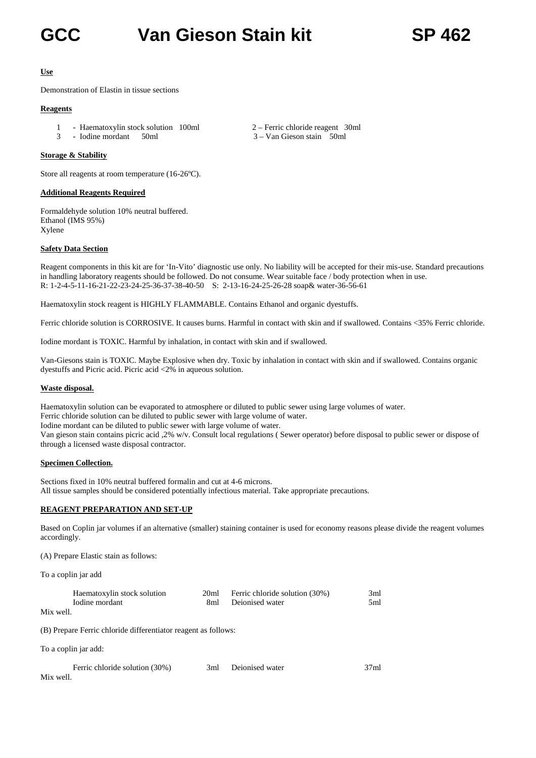# GCC Van Gieson Stain kit SP 462

**Use**

Demonstration of Elastin in tissue sections

**Reagents**

1 - Haematoxylin stock solution 100ml
2 – Ferric chloride reagent 30ml
3 - Iodine mordant 50ml
3 – Van Gieson stain 50ml

**Storage & Stability**

Store all reagents at room temperature (16-26ºC).

**Additional Reagents Required**

Formaldehyde solution 10% neutral buffered.
Ethanol (IMS 95%)
Xylene

**Safety Data Section**

Reagent components in this kit are for 'In-Vito' diagnostic use only. No liability will be accepted for their mis-use. Standard precautions in handling laboratory reagents should be followed. Do not consume. Wear suitable face / body protection when in use.
R: 1-2-4-5-11-16-21-22-23-24-25-36-37-38-40-50 S: 2-13-16-24-25-26-28 soap& water-36-56-61

Haematoxylin stock reagent is HIGHLY FLAMMABLE. Contains Ethanol and organic dyestuffs.

Ferric chloride solution is CORROSIVE. It causes burns. Harmful in contact with skin and if swallowed. Contains <35% Ferric chloride.

Iodine mordant is TOXIC. Harmful by inhalation, in contact with skin and if swallowed.

Van-Giesons stain is TOXIC. Maybe Explosive when dry. Toxic by inhalation in contact with skin and if swallowed. Contains organic dyestuffs and Picric acid. Picric acid <2% in aqueous solution.

**Waste disposal.**

Haematoxylin solution can be evaporated to atmosphere or diluted to public sewer using large volumes of water.
Ferric chloride solution can be diluted to public sewer with large volume of water.
Iodine mordant can be diluted to public sewer with large volume of water.
Van gieson stain contains picric acid ,2% w/v. Consult local regulations ( Sewer operator) before disposal to public sewer or dispose of through a licensed waste disposal contractor.

**Specimen Collection.**

Sections fixed in 10% neutral buffered formalin and cut at 4-6 microns.
All tissue samples should be considered potentially infectious material. Take appropriate precautions.

**REAGENT PREPARATION AND SET-UP**

Based on Coplin jar volumes if an alternative (smaller) staining container is used for economy reasons please divide the reagent volumes accordingly.

(A) Prepare Elastic stain as follows:

To a coplin jar add

| | | | |
|---|---|---|---|
| Haematoxylin stock solution | 20ml | Ferric chloride solution (30%) | 3ml |
| Iodine mordant | 8ml | Deionised water | 5ml |

Mix well.

(B) Prepare Ferric chloride differentiator reagent as follows:

To a coplin jar add:

| | | | |
|---|---|---|---|
| Ferric chloride solution (30%) | 3ml | Deionised water | 37ml |

Mix well.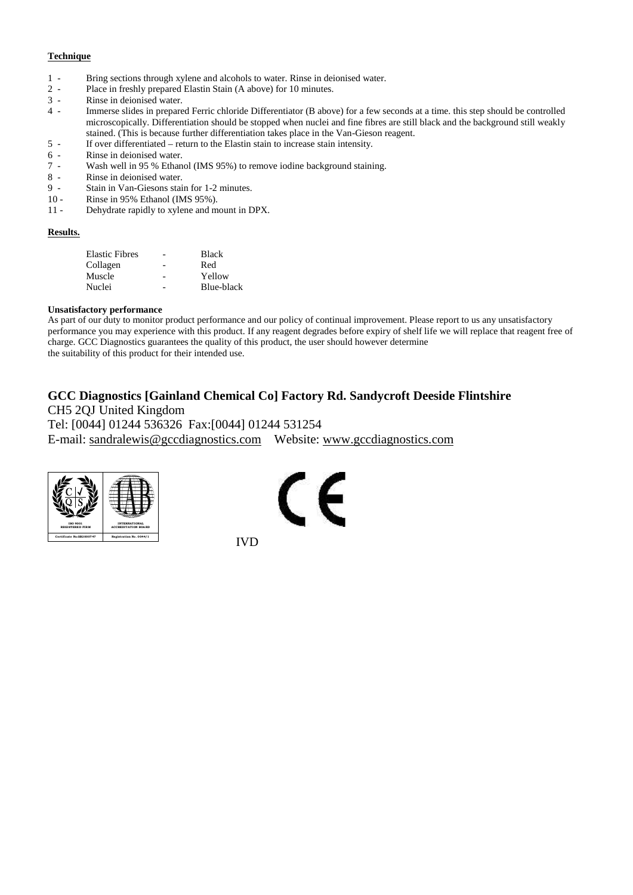**Technique**

1 - Bring sections through xylene and alcohols to water. Rinse in deionised water.
2 - Place in freshly prepared Elastin Stain (A above) for 10 minutes.
3 - Rinse in deionised water.
4 - Immerse slides in prepared Ferric chloride Differentiator (B above) for a few seconds at a time. this step should be controlled microscopically. Differentiation should be stopped when nuclei and fine fibres are still black and the background still weakly stained. (This is because further differentiation takes place in the Van-Gieson reagent.
5 - If over differentiated – return to the Elastin stain to increase stain intensity.
6 - Rinse in deionised water.
7 - Wash well in 95 % Ethanol (IMS 95%) to remove iodine background staining.
8 - Rinse in deionised water.
9 - Stain in Van-Giesons stain for 1-2 minutes.
10 - Rinse in 95% Ethanol (IMS 95%).
11 - Dehydrate rapidly to xylene and mount in DPX.

**Results.**

| | | |
|---|---|---|
| Elastic Fibres | - | Black |
| Collagen | - | Red |
| Muscle | - | Yellow |
| Nuclei | - | Blue-black |

**Unsatisfactory performance**

As part of our duty to monitor product performance and our policy of continual improvement. Please report to us any unsatisfactory performance you may experience with this product. If any reagent degrades before expiry of shelf life we will replace that reagent free of charge. GCC Diagnostics guarantees the quality of this product, the user should however determine the suitability of this product for their intended use.

**GCC Diagnostics [Gainland Chemical Co] Factory Rd. Sandycroft Deeside Flintshire**
CH5 2QJ United Kingdom
Tel: [0044] 01244 536326 Fax:[0044] 01244 531254
E-mail: sandralewis@gccdiagnostics.com Website: www.gccdiagnostics.com

ISO 9001 REGISTERED FIRM
Certificate No.GB2000747

INTERNATIONAL ACCREDITATION BOARD
Registration No. 0044/1

CE

IVD